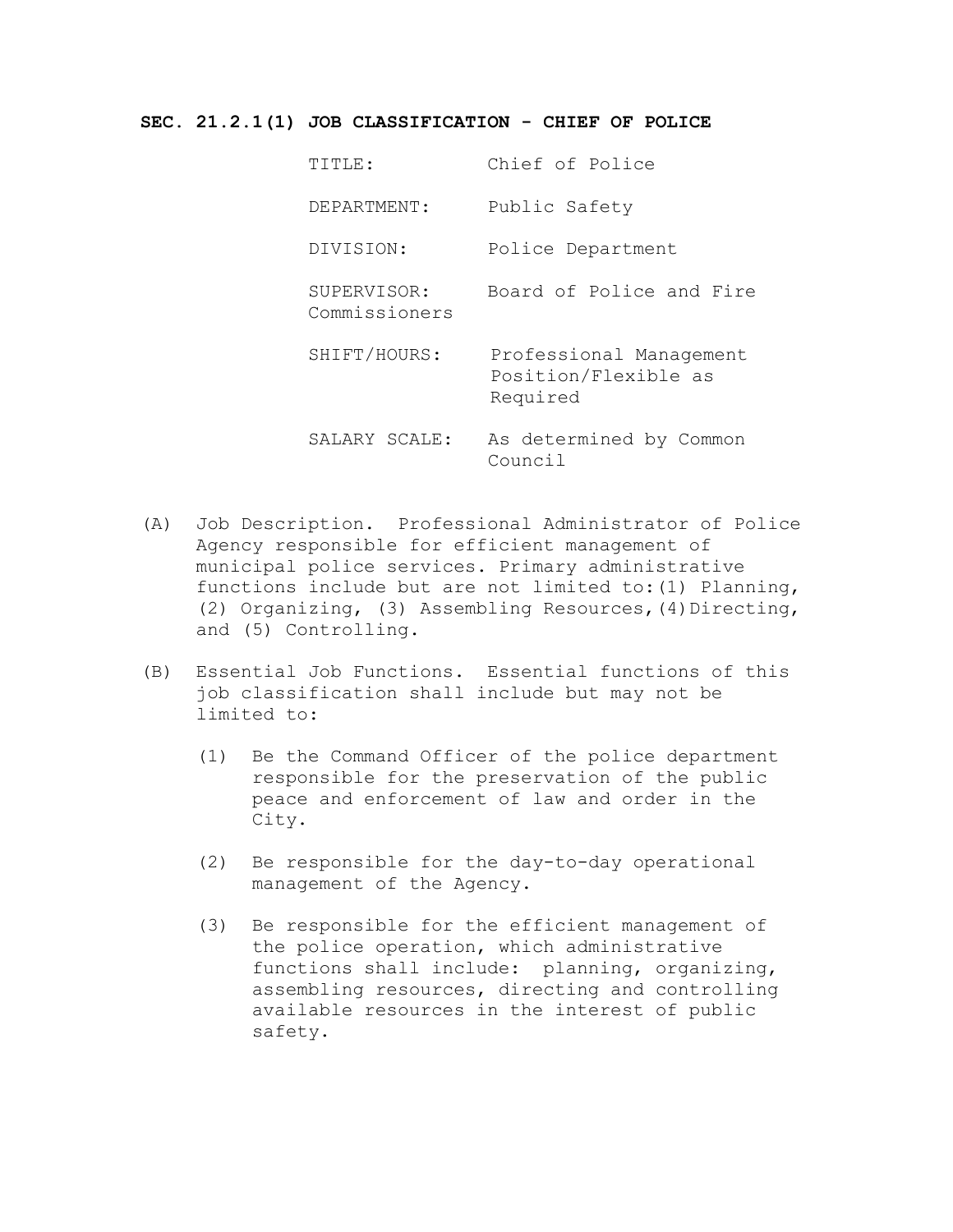**SEC. 21.2.1(1) JOB CLASSIFICATION - CHIEF OF POLICE**

| | |
|---|---|
| TITLE: | Chief of Police |
| DEPARTMENT: | Public Safety |
| DIVISION: | Police Department |
| SUPERVISOR: | Board of Police and Fire Commissioners |
| SHIFT/HOURS: | Professional Management Position/Flexible as Required |
| SALARY SCALE: | As determined by Common Council |

(A) Job Description. Professional Administrator of Police Agency responsible for efficient management of municipal police services. Primary administrative functions include but are not limited to:(1) Planning, (2) Organizing, (3) Assembling Resources,(4)Directing, and (5) Controlling.

(B) Essential Job Functions. Essential functions of this job classification shall include but may not be limited to:

(1) Be the Command Officer of the police department responsible for the preservation of the public peace and enforcement of law and order in the City.

(2) Be responsible for the day-to-day operational management of the Agency.

(3) Be responsible for the efficient management of the police operation, which administrative functions shall include: planning, organizing, assembling resources, directing and controlling available resources in the interest of public safety.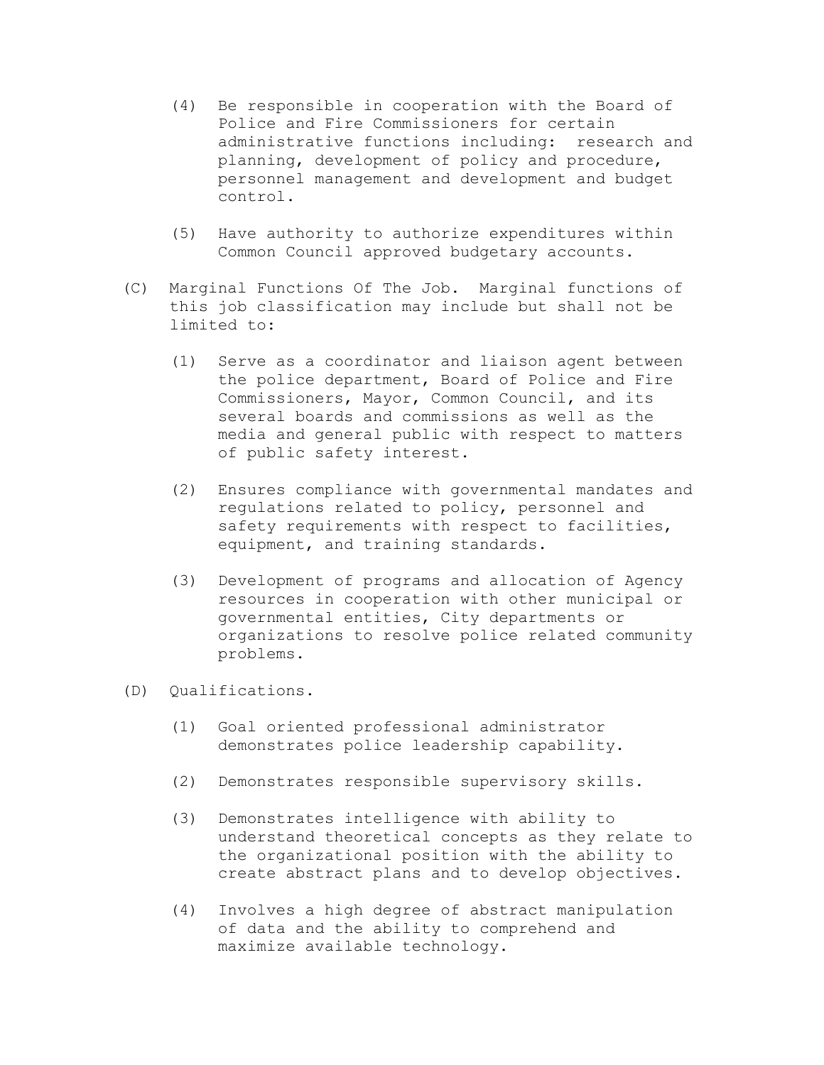(4) Be responsible in cooperation with the Board of Police and Fire Commissioners for certain administrative functions including: research and planning, development of policy and procedure, personnel management and development and budget control.

(5) Have authority to authorize expenditures within Common Council approved budgetary accounts.

(C) Marginal Functions Of The Job. Marginal functions of this job classification may include but shall not be limited to:

(1) Serve as a coordinator and liaison agent between the police department, Board of Police and Fire Commissioners, Mayor, Common Council, and its several boards and commissions as well as the media and general public with respect to matters of public safety interest.

(2) Ensures compliance with governmental mandates and regulations related to policy, personnel and safety requirements with respect to facilities, equipment, and training standards.

(3) Development of programs and allocation of Agency resources in cooperation with other municipal or governmental entities, City departments or organizations to resolve police related community problems.

(D) Qualifications.

(1) Goal oriented professional administrator demonstrates police leadership capability.

(2) Demonstrates responsible supervisory skills.

(3) Demonstrates intelligence with ability to understand theoretical concepts as they relate to the organizational position with the ability to create abstract plans and to develop objectives.

(4) Involves a high degree of abstract manipulation of data and the ability to comprehend and maximize available technology.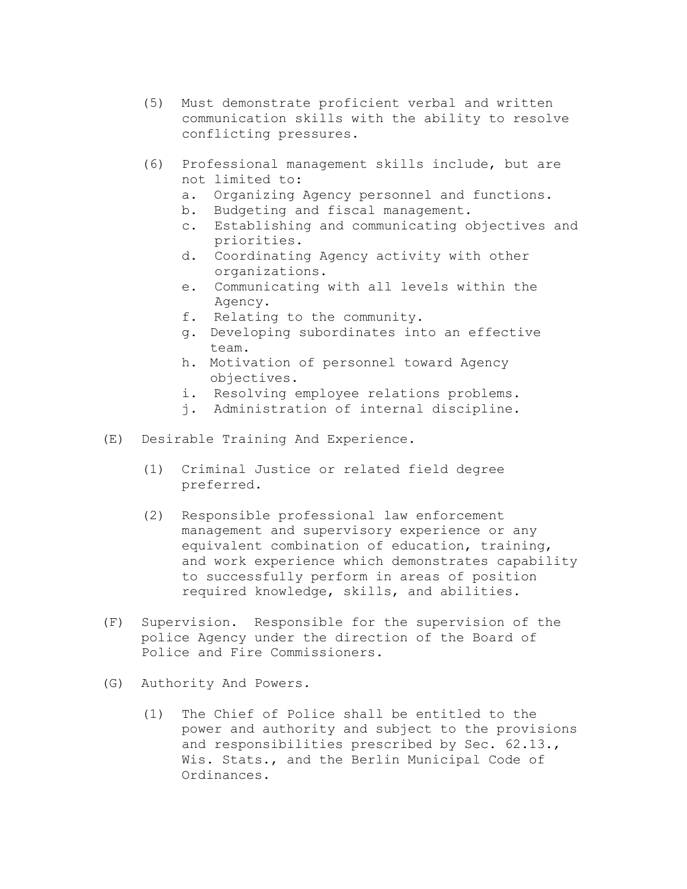(5) Must demonstrate proficient verbal and written communication skills with the ability to resolve conflicting pressures.

(6) Professional management skills include, but are not limited to:

a. Organizing Agency personnel and functions.
b. Budgeting and fiscal management.
c. Establishing and communicating objectives and priorities.
d. Coordinating Agency activity with other organizations.
e. Communicating with all levels within the Agency.
f. Relating to the community.
g. Developing subordinates into an effective team.
h. Motivation of personnel toward Agency objectives.
i. Resolving employee relations problems.
j. Administration of internal discipline.

(E) Desirable Training And Experience.

(1) Criminal Justice or related field degree preferred.

(2) Responsible professional law enforcement management and supervisory experience or any equivalent combination of education, training, and work experience which demonstrates capability to successfully perform in areas of position required knowledge, skills, and abilities.

(F) Supervision. Responsible for the supervision of the police Agency under the direction of the Board of Police and Fire Commissioners.

(G) Authority And Powers.

(1) The Chief of Police shall be entitled to the power and authority and subject to the provisions and responsibilities prescribed by Sec. 62.13., Wis. Stats., and the Berlin Municipal Code of Ordinances.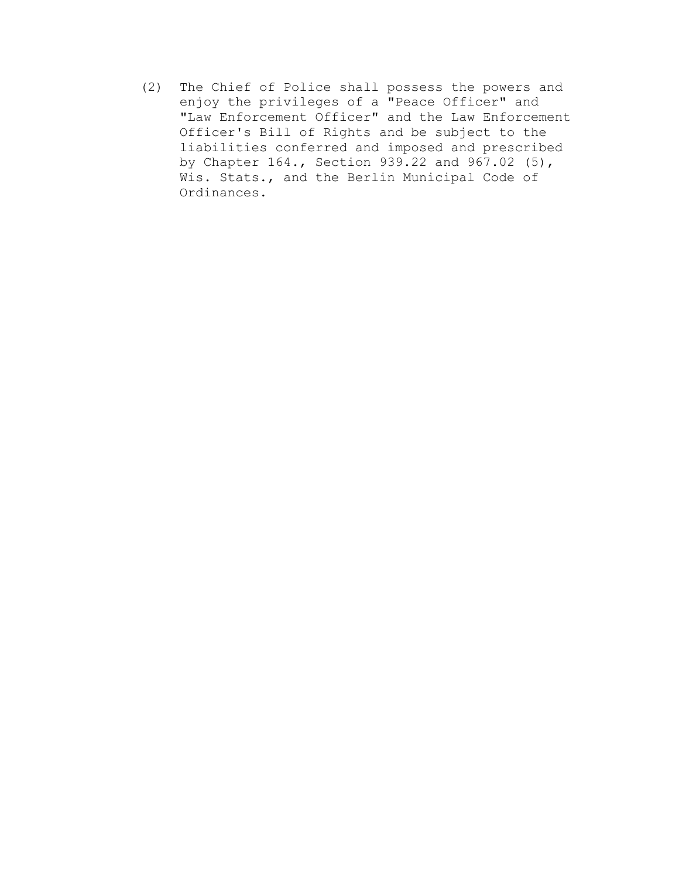(2) The Chief of Police shall possess the powers and enjoy the privileges of a "Peace Officer" and "Law Enforcement Officer" and the Law Enforcement Officer's Bill of Rights and be subject to the liabilities conferred and imposed and prescribed by Chapter 164., Section 939.22 and 967.02 (5), Wis. Stats., and the Berlin Municipal Code of Ordinances.